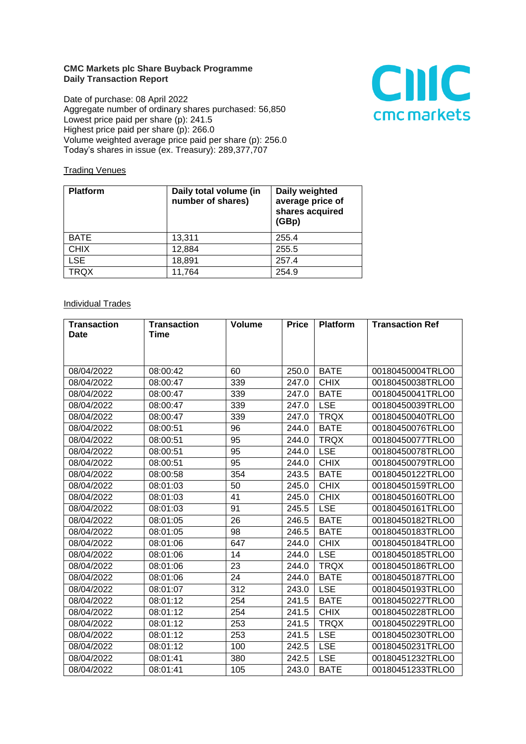**CMC Markets plc Share Buyback Programme**
**Daily Transaction Report**

Date of purchase: 08 April 2022
Aggregate number of ordinary shares purchased: 56,850
Lowest price paid per share (p): 241.5
Highest price paid per share (p): 266.0
Volume weighted average price paid per share (p): 256.0
Today's shares in issue (ex. Treasury): 289,377,707

Trading Venues

| Platform | Daily total volume (in number of shares) | Daily weighted average price of shares acquired (GBp) |
|---|---|---|
| BATE | 13,311 | 255.4 |
| CHIX | 12,884 | 255.5 |
| LSE | 18,891 | 257.4 |
| TRQX | 11,764 | 254.9 |

Individual Trades

| Transaction Date | Transaction Time | Volume | Price | Platform | Transaction Ref |
|---|---|---|---|---|---|
| 08/04/2022 | 08:00:42 | 60 | 250.0 | BATE | 00180450004TRLO0 |
| 08/04/2022 | 08:00:47 | 339 | 247.0 | CHIX | 00180450038TRLO0 |
| 08/04/2022 | 08:00:47 | 339 | 247.0 | BATE | 00180450041TRLO0 |
| 08/04/2022 | 08:00:47 | 339 | 247.0 | LSE | 00180450039TRLO0 |
| 08/04/2022 | 08:00:47 | 339 | 247.0 | TRQX | 00180450040TRLO0 |
| 08/04/2022 | 08:00:51 | 96 | 244.0 | BATE | 00180450076TRLO0 |
| 08/04/2022 | 08:00:51 | 95 | 244.0 | TRQX | 00180450077TRLO0 |
| 08/04/2022 | 08:00:51 | 95 | 244.0 | LSE | 00180450078TRLO0 |
| 08/04/2022 | 08:00:51 | 95 | 244.0 | CHIX | 00180450079TRLO0 |
| 08/04/2022 | 08:00:58 | 354 | 243.5 | BATE | 00180450122TRLO0 |
| 08/04/2022 | 08:01:03 | 50 | 245.0 | CHIX | 00180450159TRLO0 |
| 08/04/2022 | 08:01:03 | 41 | 245.0 | CHIX | 00180450160TRLO0 |
| 08/04/2022 | 08:01:03 | 91 | 245.5 | LSE | 00180450161TRLO0 |
| 08/04/2022 | 08:01:05 | 26 | 246.5 | BATE | 00180450182TRLO0 |
| 08/04/2022 | 08:01:05 | 98 | 246.5 | BATE | 00180450183TRLO0 |
| 08/04/2022 | 08:01:06 | 647 | 244.0 | CHIX | 00180450184TRLO0 |
| 08/04/2022 | 08:01:06 | 14 | 244.0 | LSE | 00180450185TRLO0 |
| 08/04/2022 | 08:01:06 | 23 | 244.0 | TRQX | 00180450186TRLO0 |
| 08/04/2022 | 08:01:06 | 24 | 244.0 | BATE | 00180450187TRLO0 |
| 08/04/2022 | 08:01:07 | 312 | 243.0 | LSE | 00180450193TRLO0 |
| 08/04/2022 | 08:01:12 | 254 | 241.5 | BATE | 00180450227TRLO0 |
| 08/04/2022 | 08:01:12 | 254 | 241.5 | CHIX | 00180450228TRLO0 |
| 08/04/2022 | 08:01:12 | 253 | 241.5 | TRQX | 00180450229TRLO0 |
| 08/04/2022 | 08:01:12 | 253 | 241.5 | LSE | 00180450230TRLO0 |
| 08/04/2022 | 08:01:12 | 100 | 242.5 | LSE | 00180450231TRLO0 |
| 08/04/2022 | 08:01:41 | 380 | 242.5 | LSE | 00180451232TRLO0 |
| 08/04/2022 | 08:01:41 | 105 | 243.0 | BATE | 00180451233TRLO0 |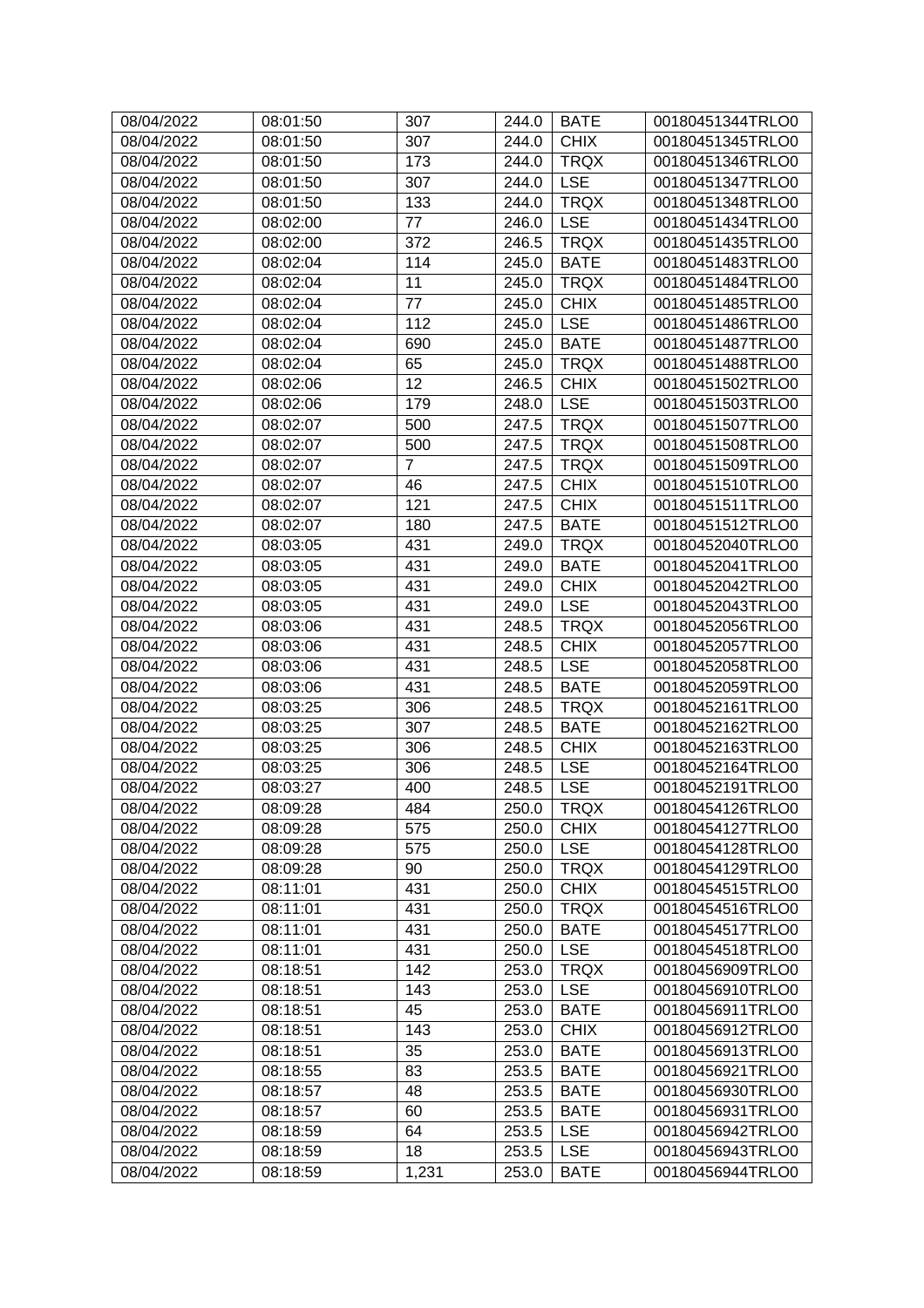| 08/04/2022 | 08:01:50 | 307 | 244.0 | BATE | 00180451344TRLO0 |
|---|---|---|---|---|---|
| 08/04/2022 | 08:01:50 | 307 | 244.0 | CHIX | 00180451345TRLO0 |
| 08/04/2022 | 08:01:50 | 173 | 244.0 | TRQX | 00180451346TRLO0 |
| 08/04/2022 | 08:01:50 | 307 | 244.0 | LSE | 00180451347TRLO0 |
| 08/04/2022 | 08:01:50 | 133 | 244.0 | TRQX | 00180451348TRLO0 |
| 08/04/2022 | 08:02:00 | 77 | 246.0 | LSE | 00180451434TRLO0 |
| 08/04/2022 | 08:02:00 | 372 | 246.5 | TRQX | 00180451435TRLO0 |
| 08/04/2022 | 08:02:04 | 114 | 245.0 | BATE | 00180451483TRLO0 |
| 08/04/2022 | 08:02:04 | 11 | 245.0 | TRQX | 00180451484TRLO0 |
| 08/04/2022 | 08:02:04 | 77 | 245.0 | CHIX | 00180451485TRLO0 |
| 08/04/2022 | 08:02:04 | 112 | 245.0 | LSE | 00180451486TRLO0 |
| 08/04/2022 | 08:02:04 | 690 | 245.0 | BATE | 00180451487TRLO0 |
| 08/04/2022 | 08:02:04 | 65 | 245.0 | TRQX | 00180451488TRLO0 |
| 08/04/2022 | 08:02:06 | 12 | 246.5 | CHIX | 00180451502TRLO0 |
| 08/04/2022 | 08:02:06 | 179 | 248.0 | LSE | 00180451503TRLO0 |
| 08/04/2022 | 08:02:07 | 500 | 247.5 | TRQX | 00180451507TRLO0 |
| 08/04/2022 | 08:02:07 | 500 | 247.5 | TRQX | 00180451508TRLO0 |
| 08/04/2022 | 08:02:07 | 7 | 247.5 | TRQX | 00180451509TRLO0 |
| 08/04/2022 | 08:02:07 | 46 | 247.5 | CHIX | 00180451510TRLO0 |
| 08/04/2022 | 08:02:07 | 121 | 247.5 | CHIX | 00180451511TRLO0 |
| 08/04/2022 | 08:02:07 | 180 | 247.5 | BATE | 00180451512TRLO0 |
| 08/04/2022 | 08:03:05 | 431 | 249.0 | TRQX | 00180452040TRLO0 |
| 08/04/2022 | 08:03:05 | 431 | 249.0 | BATE | 00180452041TRLO0 |
| 08/04/2022 | 08:03:05 | 431 | 249.0 | CHIX | 00180452042TRLO0 |
| 08/04/2022 | 08:03:05 | 431 | 249.0 | LSE | 00180452043TRLO0 |
| 08/04/2022 | 08:03:06 | 431 | 248.5 | TRQX | 00180452056TRLO0 |
| 08/04/2022 | 08:03:06 | 431 | 248.5 | CHIX | 00180452057TRLO0 |
| 08/04/2022 | 08:03:06 | 431 | 248.5 | LSE | 00180452058TRLO0 |
| 08/04/2022 | 08:03:06 | 431 | 248.5 | BATE | 00180452059TRLO0 |
| 08/04/2022 | 08:03:25 | 306 | 248.5 | TRQX | 00180452161TRLO0 |
| 08/04/2022 | 08:03:25 | 307 | 248.5 | BATE | 00180452162TRLO0 |
| 08/04/2022 | 08:03:25 | 306 | 248.5 | CHIX | 00180452163TRLO0 |
| 08/04/2022 | 08:03:25 | 306 | 248.5 | LSE | 00180452164TRLO0 |
| 08/04/2022 | 08:03:27 | 400 | 248.5 | LSE | 00180452191TRLO0 |
| 08/04/2022 | 08:09:28 | 484 | 250.0 | TRQX | 00180454126TRLO0 |
| 08/04/2022 | 08:09:28 | 575 | 250.0 | CHIX | 00180454127TRLO0 |
| 08/04/2022 | 08:09:28 | 575 | 250.0 | LSE | 00180454128TRLO0 |
| 08/04/2022 | 08:09:28 | 90 | 250.0 | TRQX | 00180454129TRLO0 |
| 08/04/2022 | 08:11:01 | 431 | 250.0 | CHIX | 00180454515TRLO0 |
| 08/04/2022 | 08:11:01 | 431 | 250.0 | TRQX | 00180454516TRLO0 |
| 08/04/2022 | 08:11:01 | 431 | 250.0 | BATE | 00180454517TRLO0 |
| 08/04/2022 | 08:11:01 | 431 | 250.0 | LSE | 00180454518TRLO0 |
| 08/04/2022 | 08:18:51 | 142 | 253.0 | TRQX | 00180456909TRLO0 |
| 08/04/2022 | 08:18:51 | 143 | 253.0 | LSE | 00180456910TRLO0 |
| 08/04/2022 | 08:18:51 | 45 | 253.0 | BATE | 00180456911TRLO0 |
| 08/04/2022 | 08:18:51 | 143 | 253.0 | CHIX | 00180456912TRLO0 |
| 08/04/2022 | 08:18:51 | 35 | 253.0 | BATE | 00180456913TRLO0 |
| 08/04/2022 | 08:18:55 | 83 | 253.5 | BATE | 00180456921TRLO0 |
| 08/04/2022 | 08:18:57 | 48 | 253.5 | BATE | 00180456930TRLO0 |
| 08/04/2022 | 08:18:57 | 60 | 253.5 | BATE | 00180456931TRLO0 |
| 08/04/2022 | 08:18:59 | 64 | 253.5 | LSE | 00180456942TRLO0 |
| 08/04/2022 | 08:18:59 | 18 | 253.5 | LSE | 00180456943TRLO0 |
| 08/04/2022 | 08:18:59 | 1,231 | 253.0 | BATE | 00180456944TRLO0 |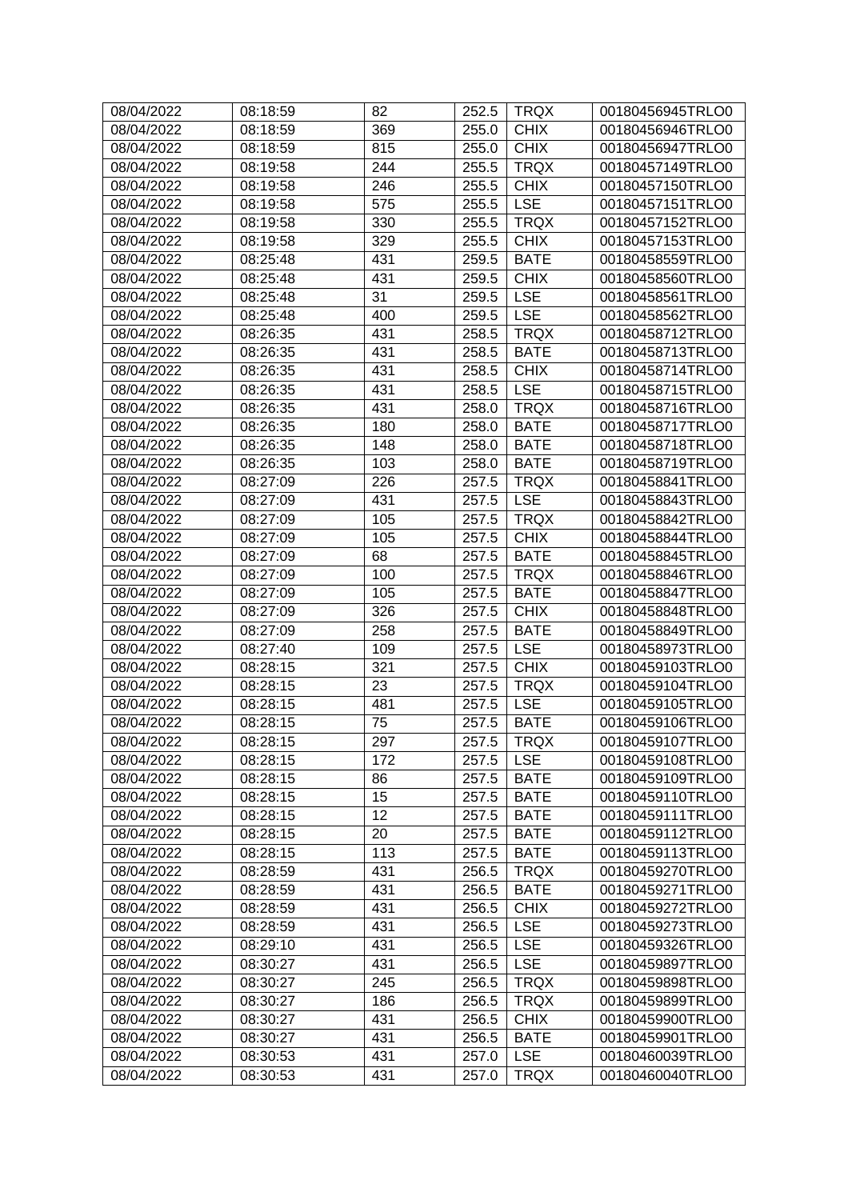| 08/04/2022 | 08:18:59 | 82 | 252.5 | TRQX | 00180456945TRLO0 |
|---|---|---|---|---|---|
| 08/04/2022 | 08:18:59 | 369 | 255.0 | CHIX | 00180456946TRLO0 |
| 08/04/2022 | 08:18:59 | 815 | 255.0 | CHIX | 00180456947TRLO0 |
| 08/04/2022 | 08:19:58 | 244 | 255.5 | TRQX | 00180457149TRLO0 |
| 08/04/2022 | 08:19:58 | 246 | 255.5 | CHIX | 00180457150TRLO0 |
| 08/04/2022 | 08:19:58 | 575 | 255.5 | LSE | 00180457151TRLO0 |
| 08/04/2022 | 08:19:58 | 330 | 255.5 | TRQX | 00180457152TRLO0 |
| 08/04/2022 | 08:19:58 | 329 | 255.5 | CHIX | 00180457153TRLO0 |
| 08/04/2022 | 08:25:48 | 431 | 259.5 | BATE | 00180458559TRLO0 |
| 08/04/2022 | 08:25:48 | 431 | 259.5 | CHIX | 00180458560TRLO0 |
| 08/04/2022 | 08:25:48 | 31 | 259.5 | LSE | 00180458561TRLO0 |
| 08/04/2022 | 08:25:48 | 400 | 259.5 | LSE | 00180458562TRLO0 |
| 08/04/2022 | 08:26:35 | 431 | 258.5 | TRQX | 00180458712TRLO0 |
| 08/04/2022 | 08:26:35 | 431 | 258.5 | BATE | 00180458713TRLO0 |
| 08/04/2022 | 08:26:35 | 431 | 258.5 | CHIX | 00180458714TRLO0 |
| 08/04/2022 | 08:26:35 | 431 | 258.5 | LSE | 00180458715TRLO0 |
| 08/04/2022 | 08:26:35 | 431 | 258.0 | TRQX | 00180458716TRLO0 |
| 08/04/2022 | 08:26:35 | 180 | 258.0 | BATE | 00180458717TRLO0 |
| 08/04/2022 | 08:26:35 | 148 | 258.0 | BATE | 00180458718TRLO0 |
| 08/04/2022 | 08:26:35 | 103 | 258.0 | BATE | 00180458719TRLO0 |
| 08/04/2022 | 08:27:09 | 226 | 257.5 | TRQX | 00180458841TRLO0 |
| 08/04/2022 | 08:27:09 | 431 | 257.5 | LSE | 00180458843TRLO0 |
| 08/04/2022 | 08:27:09 | 105 | 257.5 | TRQX | 00180458842TRLO0 |
| 08/04/2022 | 08:27:09 | 105 | 257.5 | CHIX | 00180458844TRLO0 |
| 08/04/2022 | 08:27:09 | 68 | 257.5 | BATE | 00180458845TRLO0 |
| 08/04/2022 | 08:27:09 | 100 | 257.5 | TRQX | 00180458846TRLO0 |
| 08/04/2022 | 08:27:09 | 105 | 257.5 | BATE | 00180458847TRLO0 |
| 08/04/2022 | 08:27:09 | 326 | 257.5 | CHIX | 00180458848TRLO0 |
| 08/04/2022 | 08:27:09 | 258 | 257.5 | BATE | 00180458849TRLO0 |
| 08/04/2022 | 08:27:40 | 109 | 257.5 | LSE | 00180458973TRLO0 |
| 08/04/2022 | 08:28:15 | 321 | 257.5 | CHIX | 00180459103TRLO0 |
| 08/04/2022 | 08:28:15 | 23 | 257.5 | TRQX | 00180459104TRLO0 |
| 08/04/2022 | 08:28:15 | 481 | 257.5 | LSE | 00180459105TRLO0 |
| 08/04/2022 | 08:28:15 | 75 | 257.5 | BATE | 00180459106TRLO0 |
| 08/04/2022 | 08:28:15 | 297 | 257.5 | TRQX | 00180459107TRLO0 |
| 08/04/2022 | 08:28:15 | 172 | 257.5 | LSE | 00180459108TRLO0 |
| 08/04/2022 | 08:28:15 | 86 | 257.5 | BATE | 00180459109TRLO0 |
| 08/04/2022 | 08:28:15 | 15 | 257.5 | BATE | 00180459110TRLO0 |
| 08/04/2022 | 08:28:15 | 12 | 257.5 | BATE | 00180459111TRLO0 |
| 08/04/2022 | 08:28:15 | 20 | 257.5 | BATE | 00180459112TRLO0 |
| 08/04/2022 | 08:28:15 | 113 | 257.5 | BATE | 00180459113TRLO0 |
| 08/04/2022 | 08:28:59 | 431 | 256.5 | TRQX | 00180459270TRLO0 |
| 08/04/2022 | 08:28:59 | 431 | 256.5 | BATE | 00180459271TRLO0 |
| 08/04/2022 | 08:28:59 | 431 | 256.5 | CHIX | 00180459272TRLO0 |
| 08/04/2022 | 08:28:59 | 431 | 256.5 | LSE | 00180459273TRLO0 |
| 08/04/2022 | 08:29:10 | 431 | 256.5 | LSE | 00180459326TRLO0 |
| 08/04/2022 | 08:30:27 | 431 | 256.5 | LSE | 00180459897TRLO0 |
| 08/04/2022 | 08:30:27 | 245 | 256.5 | TRQX | 00180459898TRLO0 |
| 08/04/2022 | 08:30:27 | 186 | 256.5 | TRQX | 00180459899TRLO0 |
| 08/04/2022 | 08:30:27 | 431 | 256.5 | CHIX | 00180459900TRLO0 |
| 08/04/2022 | 08:30:27 | 431 | 256.5 | BATE | 00180459901TRLO0 |
| 08/04/2022 | 08:30:53 | 431 | 257.0 | LSE | 00180460039TRLO0 |
| 08/04/2022 | 08:30:53 | 431 | 257.0 | TRQX | 00180460040TRLO0 |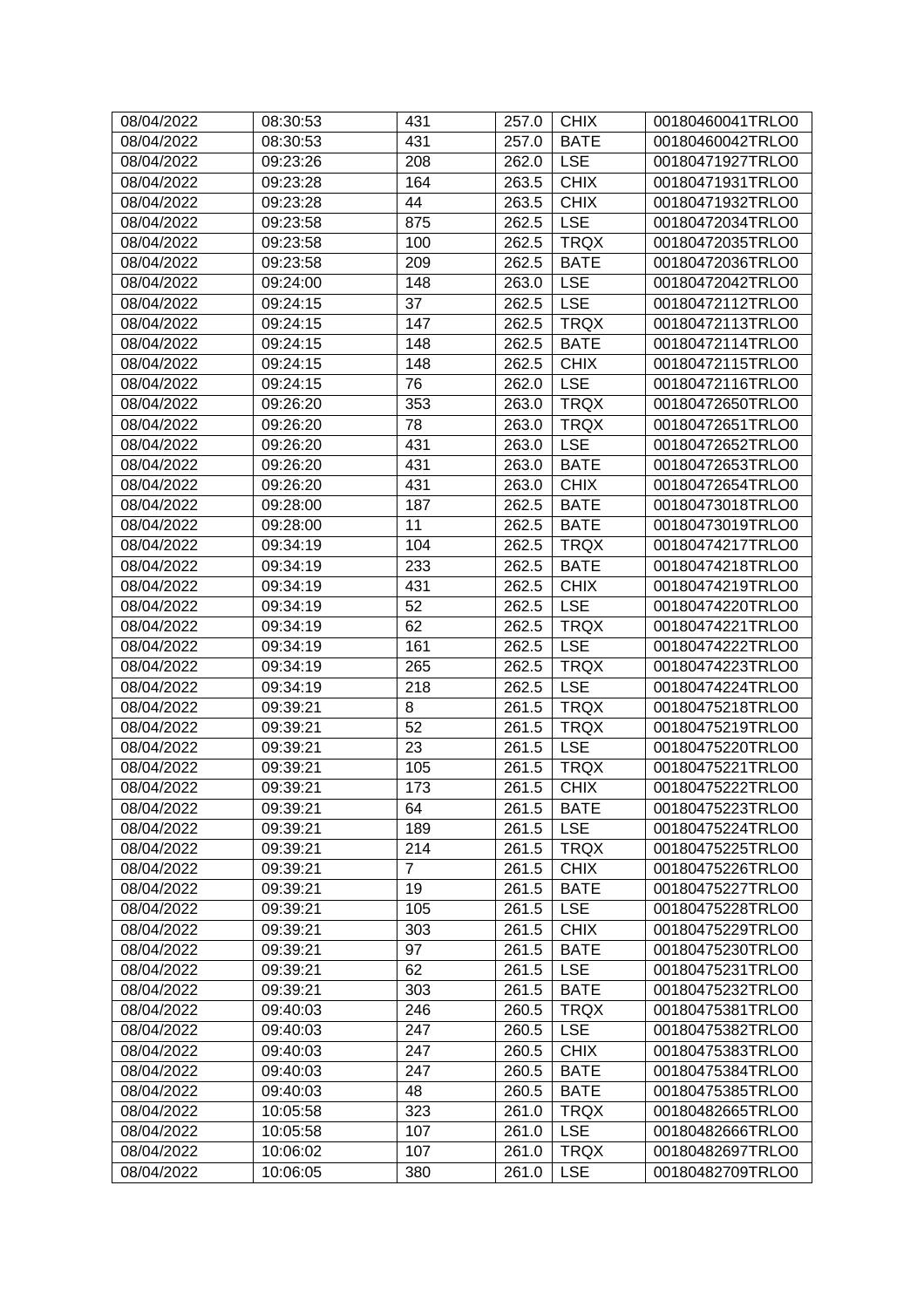| 08/04/2022 | 08:30:53 | 431 | 257.0 | CHIX | 00180460041TRLO0 |
|---|---|---|---|---|---|
| 08/04/2022 | 08:30:53 | 431 | 257.0 | BATE | 00180460042TRLO0 |
| 08/04/2022 | 09:23:26 | 208 | 262.0 | LSE | 00180471927TRLO0 |
| 08/04/2022 | 09:23:28 | 164 | 263.5 | CHIX | 00180471931TRLO0 |
| 08/04/2022 | 09:23:28 | 44 | 263.5 | CHIX | 00180471932TRLO0 |
| 08/04/2022 | 09:23:58 | 875 | 262.5 | LSE | 00180472034TRLO0 |
| 08/04/2022 | 09:23:58 | 100 | 262.5 | TRQX | 00180472035TRLO0 |
| 08/04/2022 | 09:23:58 | 209 | 262.5 | BATE | 00180472036TRLO0 |
| 08/04/2022 | 09:24:00 | 148 | 263.0 | LSE | 00180472042TRLO0 |
| 08/04/2022 | 09:24:15 | 37 | 262.5 | LSE | 00180472112TRLO0 |
| 08/04/2022 | 09:24:15 | 147 | 262.5 | TRQX | 00180472113TRLO0 |
| 08/04/2022 | 09:24:15 | 148 | 262.5 | BATE | 00180472114TRLO0 |
| 08/04/2022 | 09:24:15 | 148 | 262.5 | CHIX | 00180472115TRLO0 |
| 08/04/2022 | 09:24:15 | 76 | 262.0 | LSE | 00180472116TRLO0 |
| 08/04/2022 | 09:26:20 | 353 | 263.0 | TRQX | 00180472650TRLO0 |
| 08/04/2022 | 09:26:20 | 78 | 263.0 | TRQX | 00180472651TRLO0 |
| 08/04/2022 | 09:26:20 | 431 | 263.0 | LSE | 00180472652TRLO0 |
| 08/04/2022 | 09:26:20 | 431 | 263.0 | BATE | 00180472653TRLO0 |
| 08/04/2022 | 09:26:20 | 431 | 263.0 | CHIX | 00180472654TRLO0 |
| 08/04/2022 | 09:28:00 | 187 | 262.5 | BATE | 00180473018TRLO0 |
| 08/04/2022 | 09:28:00 | 11 | 262.5 | BATE | 00180473019TRLO0 |
| 08/04/2022 | 09:34:19 | 104 | 262.5 | TRQX | 00180474217TRLO0 |
| 08/04/2022 | 09:34:19 | 233 | 262.5 | BATE | 00180474218TRLO0 |
| 08/04/2022 | 09:34:19 | 431 | 262.5 | CHIX | 00180474219TRLO0 |
| 08/04/2022 | 09:34:19 | 52 | 262.5 | LSE | 00180474220TRLO0 |
| 08/04/2022 | 09:34:19 | 62 | 262.5 | TRQX | 00180474221TRLO0 |
| 08/04/2022 | 09:34:19 | 161 | 262.5 | LSE | 00180474222TRLO0 |
| 08/04/2022 | 09:34:19 | 265 | 262.5 | TRQX | 00180474223TRLO0 |
| 08/04/2022 | 09:34:19 | 218 | 262.5 | LSE | 00180474224TRLO0 |
| 08/04/2022 | 09:39:21 | 8 | 261.5 | TRQX | 00180475218TRLO0 |
| 08/04/2022 | 09:39:21 | 52 | 261.5 | TRQX | 00180475219TRLO0 |
| 08/04/2022 | 09:39:21 | 23 | 261.5 | LSE | 00180475220TRLO0 |
| 08/04/2022 | 09:39:21 | 105 | 261.5 | TRQX | 00180475221TRLO0 |
| 08/04/2022 | 09:39:21 | 173 | 261.5 | CHIX | 00180475222TRLO0 |
| 08/04/2022 | 09:39:21 | 64 | 261.5 | BATE | 00180475223TRLO0 |
| 08/04/2022 | 09:39:21 | 189 | 261.5 | LSE | 00180475224TRLO0 |
| 08/04/2022 | 09:39:21 | 214 | 261.5 | TRQX | 00180475225TRLO0 |
| 08/04/2022 | 09:39:21 | 7 | 261.5 | CHIX | 00180475226TRLO0 |
| 08/04/2022 | 09:39:21 | 19 | 261.5 | BATE | 00180475227TRLO0 |
| 08/04/2022 | 09:39:21 | 105 | 261.5 | LSE | 00180475228TRLO0 |
| 08/04/2022 | 09:39:21 | 303 | 261.5 | CHIX | 00180475229TRLO0 |
| 08/04/2022 | 09:39:21 | 97 | 261.5 | BATE | 00180475230TRLO0 |
| 08/04/2022 | 09:39:21 | 62 | 261.5 | LSE | 00180475231TRLO0 |
| 08/04/2022 | 09:39:21 | 303 | 261.5 | BATE | 00180475232TRLO0 |
| 08/04/2022 | 09:40:03 | 246 | 260.5 | TRQX | 00180475381TRLO0 |
| 08/04/2022 | 09:40:03 | 247 | 260.5 | LSE | 00180475382TRLO0 |
| 08/04/2022 | 09:40:03 | 247 | 260.5 | CHIX | 00180475383TRLO0 |
| 08/04/2022 | 09:40:03 | 247 | 260.5 | BATE | 00180475384TRLO0 |
| 08/04/2022 | 09:40:03 | 48 | 260.5 | BATE | 00180475385TRLO0 |
| 08/04/2022 | 10:05:58 | 323 | 261.0 | TRQX | 00180482665TRLO0 |
| 08/04/2022 | 10:05:58 | 107 | 261.0 | LSE | 00180482666TRLO0 |
| 08/04/2022 | 10:06:02 | 107 | 261.0 | TRQX | 00180482697TRLO0 |
| 08/04/2022 | 10:06:05 | 380 | 261.0 | LSE | 00180482709TRLO0 |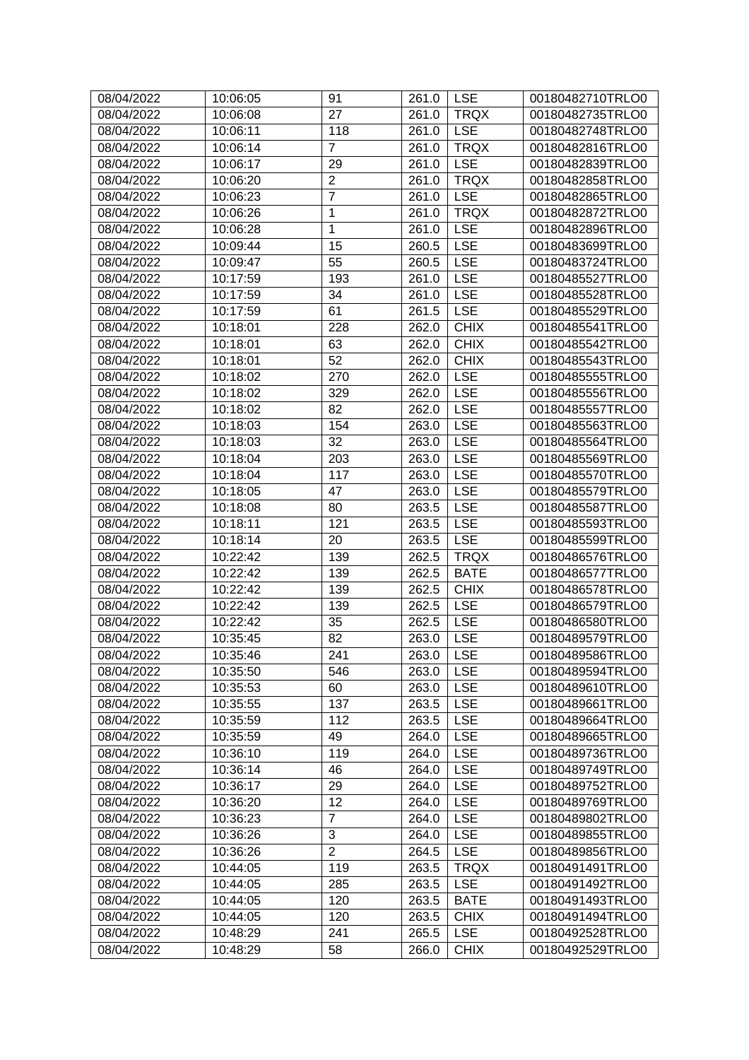| 08/04/2022 | 10:06:05 | 91 | 261.0 | LSE | 00180482710TRLO0 |
|---|---|---|---|---|---|
| 08/04/2022 | 10:06:08 | 27 | 261.0 | TRQX | 00180482735TRLO0 |
| 08/04/2022 | 10:06:11 | 118 | 261.0 | LSE | 00180482748TRLO0 |
| 08/04/2022 | 10:06:14 | 7 | 261.0 | TRQX | 00180482816TRLO0 |
| 08/04/2022 | 10:06:17 | 29 | 261.0 | LSE | 00180482839TRLO0 |
| 08/04/2022 | 10:06:20 | 2 | 261.0 | TRQX | 00180482858TRLO0 |
| 08/04/2022 | 10:06:23 | 7 | 261.0 | LSE | 00180482865TRLO0 |
| 08/04/2022 | 10:06:26 | 1 | 261.0 | TRQX | 00180482872TRLO0 |
| 08/04/2022 | 10:06:28 | 1 | 261.0 | LSE | 00180482896TRLO0 |
| 08/04/2022 | 10:09:44 | 15 | 260.5 | LSE | 00180483699TRLO0 |
| 08/04/2022 | 10:09:47 | 55 | 260.5 | LSE | 00180483724TRLO0 |
| 08/04/2022 | 10:17:59 | 193 | 261.0 | LSE | 00180485527TRLO0 |
| 08/04/2022 | 10:17:59 | 34 | 261.0 | LSE | 00180485528TRLO0 |
| 08/04/2022 | 10:17:59 | 61 | 261.5 | LSE | 00180485529TRLO0 |
| 08/04/2022 | 10:18:01 | 228 | 262.0 | CHIX | 00180485541TRLO0 |
| 08/04/2022 | 10:18:01 | 63 | 262.0 | CHIX | 00180485542TRLO0 |
| 08/04/2022 | 10:18:01 | 52 | 262.0 | CHIX | 00180485543TRLO0 |
| 08/04/2022 | 10:18:02 | 270 | 262.0 | LSE | 00180485555TRLO0 |
| 08/04/2022 | 10:18:02 | 329 | 262.0 | LSE | 00180485556TRLO0 |
| 08/04/2022 | 10:18:02 | 82 | 262.0 | LSE | 00180485557TRLO0 |
| 08/04/2022 | 10:18:03 | 154 | 263.0 | LSE | 00180485563TRLO0 |
| 08/04/2022 | 10:18:03 | 32 | 263.0 | LSE | 00180485564TRLO0 |
| 08/04/2022 | 10:18:04 | 203 | 263.0 | LSE | 00180485569TRLO0 |
| 08/04/2022 | 10:18:04 | 117 | 263.0 | LSE | 00180485570TRLO0 |
| 08/04/2022 | 10:18:05 | 47 | 263.0 | LSE | 00180485579TRLO0 |
| 08/04/2022 | 10:18:08 | 80 | 263.5 | LSE | 00180485587TRLO0 |
| 08/04/2022 | 10:18:11 | 121 | 263.5 | LSE | 00180485593TRLO0 |
| 08/04/2022 | 10:18:14 | 20 | 263.5 | LSE | 00180485599TRLO0 |
| 08/04/2022 | 10:22:42 | 139 | 262.5 | TRQX | 00180486576TRLO0 |
| 08/04/2022 | 10:22:42 | 139 | 262.5 | BATE | 00180486577TRLO0 |
| 08/04/2022 | 10:22:42 | 139 | 262.5 | CHIX | 00180486578TRLO0 |
| 08/04/2022 | 10:22:42 | 139 | 262.5 | LSE | 00180486579TRLO0 |
| 08/04/2022 | 10:22:42 | 35 | 262.5 | LSE | 00180486580TRLO0 |
| 08/04/2022 | 10:35:45 | 82 | 263.0 | LSE | 00180489579TRLO0 |
| 08/04/2022 | 10:35:46 | 241 | 263.0 | LSE | 00180489586TRLO0 |
| 08/04/2022 | 10:35:50 | 546 | 263.0 | LSE | 00180489594TRLO0 |
| 08/04/2022 | 10:35:53 | 60 | 263.0 | LSE | 00180489610TRLO0 |
| 08/04/2022 | 10:35:55 | 137 | 263.5 | LSE | 00180489661TRLO0 |
| 08/04/2022 | 10:35:59 | 112 | 263.5 | LSE | 00180489664TRLO0 |
| 08/04/2022 | 10:35:59 | 49 | 264.0 | LSE | 00180489665TRLO0 |
| 08/04/2022 | 10:36:10 | 119 | 264.0 | LSE | 00180489736TRLO0 |
| 08/04/2022 | 10:36:14 | 46 | 264.0 | LSE | 00180489749TRLO0 |
| 08/04/2022 | 10:36:17 | 29 | 264.0 | LSE | 00180489752TRLO0 |
| 08/04/2022 | 10:36:20 | 12 | 264.0 | LSE | 00180489769TRLO0 |
| 08/04/2022 | 10:36:23 | 7 | 264.0 | LSE | 00180489802TRLO0 |
| 08/04/2022 | 10:36:26 | 3 | 264.0 | LSE | 00180489855TRLO0 |
| 08/04/2022 | 10:36:26 | 2 | 264.5 | LSE | 00180489856TRLO0 |
| 08/04/2022 | 10:44:05 | 119 | 263.5 | TRQX | 00180491491TRLO0 |
| 08/04/2022 | 10:44:05 | 285 | 263.5 | LSE | 00180491492TRLO0 |
| 08/04/2022 | 10:44:05 | 120 | 263.5 | BATE | 00180491493TRLO0 |
| 08/04/2022 | 10:44:05 | 120 | 263.5 | CHIX | 00180491494TRLO0 |
| 08/04/2022 | 10:48:29 | 241 | 265.5 | LSE | 00180492528TRLO0 |
| 08/04/2022 | 10:48:29 | 58 | 266.0 | CHIX | 00180492529TRLO0 |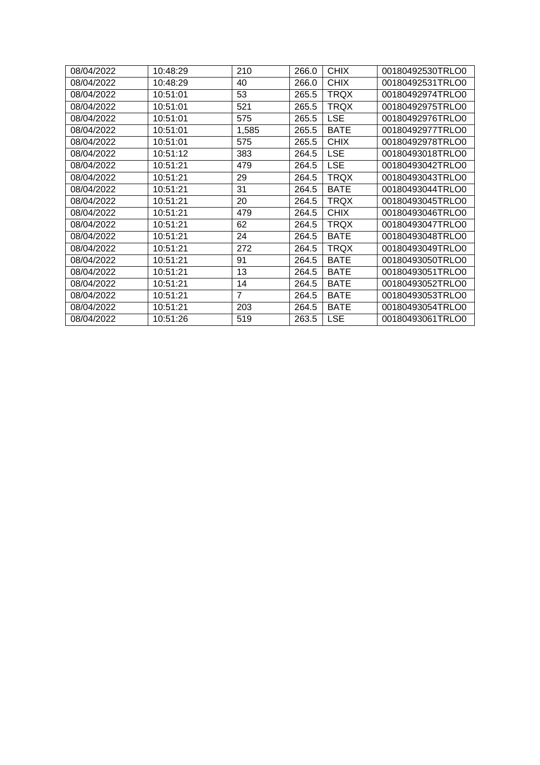| | | | | | |
|---|---|---|---|---|---|
| 08/04/2022 | 10:48:29 | 210 | 266.0 | CHIX | 00180492530TRLO0 |
| 08/04/2022 | 10:48:29 | 40 | 266.0 | CHIX | 00180492531TRLO0 |
| 08/04/2022 | 10:51:01 | 53 | 265.5 | TRQX | 00180492974TRLO0 |
| 08/04/2022 | 10:51:01 | 521 | 265.5 | TRQX | 00180492975TRLO0 |
| 08/04/2022 | 10:51:01 | 575 | 265.5 | LSE | 00180492976TRLO0 |
| 08/04/2022 | 10:51:01 | 1,585 | 265.5 | BATE | 00180492977TRLO0 |
| 08/04/2022 | 10:51:01 | 575 | 265.5 | CHIX | 00180492978TRLO0 |
| 08/04/2022 | 10:51:12 | 383 | 264.5 | LSE | 00180493018TRLO0 |
| 08/04/2022 | 10:51:21 | 479 | 264.5 | LSE | 00180493042TRLO0 |
| 08/04/2022 | 10:51:21 | 29 | 264.5 | TRQX | 00180493043TRLO0 |
| 08/04/2022 | 10:51:21 | 31 | 264.5 | BATE | 00180493044TRLO0 |
| 08/04/2022 | 10:51:21 | 20 | 264.5 | TRQX | 00180493045TRLO0 |
| 08/04/2022 | 10:51:21 | 479 | 264.5 | CHIX | 00180493046TRLO0 |
| 08/04/2022 | 10:51:21 | 62 | 264.5 | TRQX | 00180493047TRLO0 |
| 08/04/2022 | 10:51:21 | 24 | 264.5 | BATE | 00180493048TRLO0 |
| 08/04/2022 | 10:51:21 | 272 | 264.5 | TRQX | 00180493049TRLO0 |
| 08/04/2022 | 10:51:21 | 91 | 264.5 | BATE | 00180493050TRLO0 |
| 08/04/2022 | 10:51:21 | 13 | 264.5 | BATE | 00180493051TRLO0 |
| 08/04/2022 | 10:51:21 | 14 | 264.5 | BATE | 00180493052TRLO0 |
| 08/04/2022 | 10:51:21 | 7 | 264.5 | BATE | 00180493053TRLO0 |
| 08/04/2022 | 10:51:21 | 203 | 264.5 | BATE | 00180493054TRLO0 |
| 08/04/2022 | 10:51:26 | 519 | 263.5 | LSE | 00180493061TRLO0 |